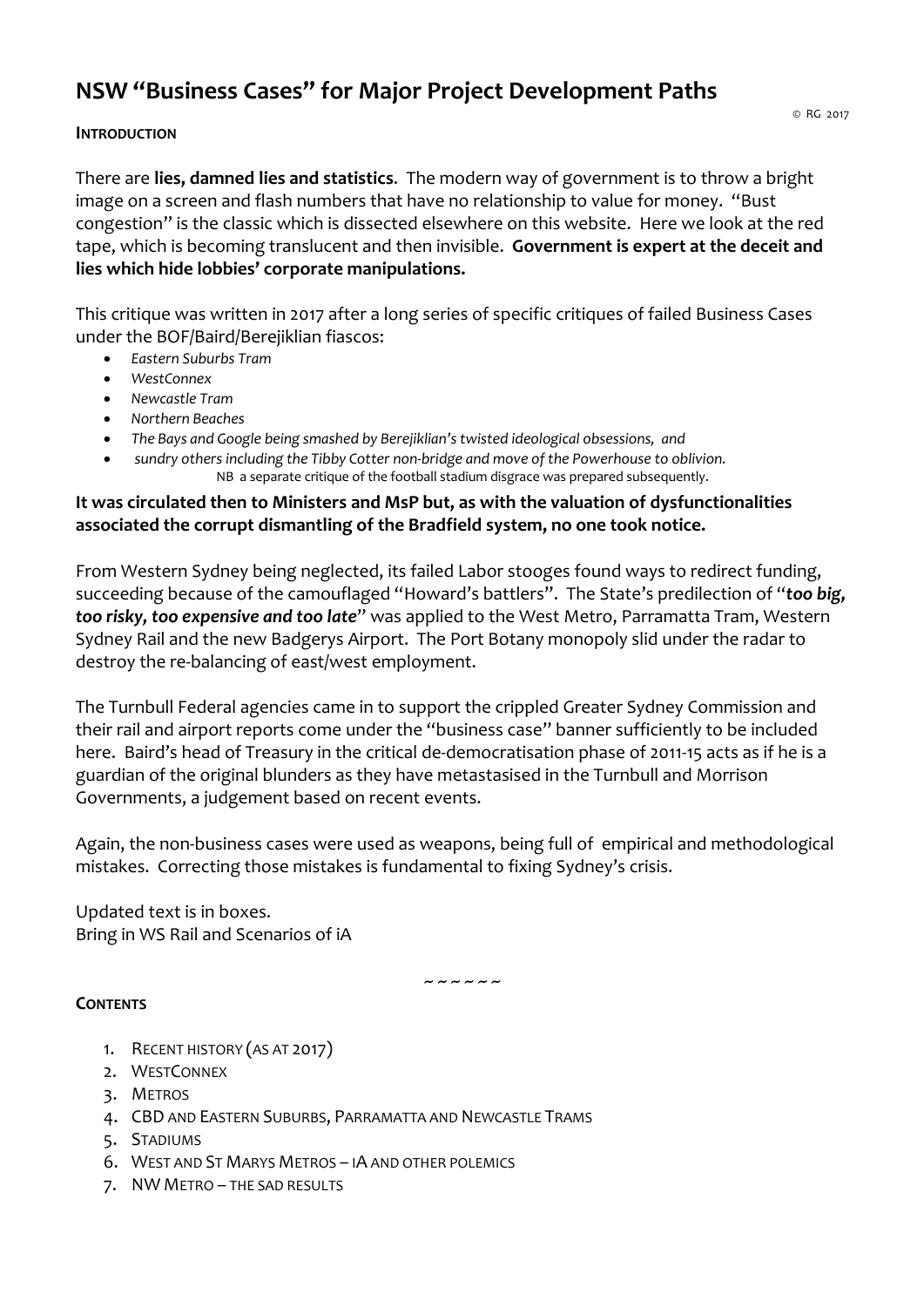# NSW "Business Cases" for Major Project Development Paths

© RG 2017

**INTRODUCTION**

There are **lies, damned lies and statistics**. The modern way of government is to throw a bright image on a screen and flash numbers that have no relationship to value for money. "Bust congestion" is the classic which is dissected elsewhere on this website. Here we look at the red tape, which is becoming translucent and then invisible. **Government is expert at the deceit and lies which hide lobbies' corporate manipulations.**

This critique was written in 2017 after a long series of specific critiques of failed Business Cases under the BOF/Baird/Berejiklian fiascos:

- *Eastern Suburbs Tram*
- *WestConnex*
- *Newcastle Tram*
- *Northern Beaches*
- *The Bays and Google being smashed by Berejiklian's twisted ideological obsessions, and*
- *sundry others including the Tibby Cotter non-bridge and move of the Powerhouse to oblivion.*

NB a separate critique of the football stadium disgrace was prepared subsequently.

**It was circulated then to Ministers and MsP but, as with the valuation of dysfunctionalities associated the corrupt dismantling of the Bradfield system, no one took notice.**

From Western Sydney being neglected, its failed Labor stooges found ways to redirect funding, succeeding because of the camouflaged "Howard's battlers". The State's predilection of "***too big, too risky, too expensive and too late***" was applied to the West Metro, Parramatta Tram, Western Sydney Rail and the new Badgerys Airport. The Port Botany monopoly slid under the radar to destroy the re-balancing of east/west employment.

The Turnbull Federal agencies came in to support the crippled Greater Sydney Commission and their rail and airport reports come under the "business case" banner sufficiently to be included here. Baird's head of Treasury in the critical de-democratisation phase of 2011-15 acts as if he is a guardian of the original blunders as they have metastasised in the Turnbull and Morrison Governments, a judgement based on recent events.

Again, the non-business cases were used as weapons, being full of empirical and methodological mistakes. Correcting those mistakes is fundamental to fixing Sydney's crisis.

Updated text is in boxes.
Bring in WS Rail and Scenarios of iA

~ ~ ~ ~ ~ ~

**CONTENTS**

1. RECENT HISTORY (AS AT 2017)
2. WESTCONNEX
3. METROS
4. CBD AND EASTERN SUBURBS, PARRAMATTA AND NEWCASTLE TRAMS
5. STADIUMS
6. WEST AND ST MARYS METROS – IA AND OTHER POLEMICS
7. NW METRO – THE SAD RESULTS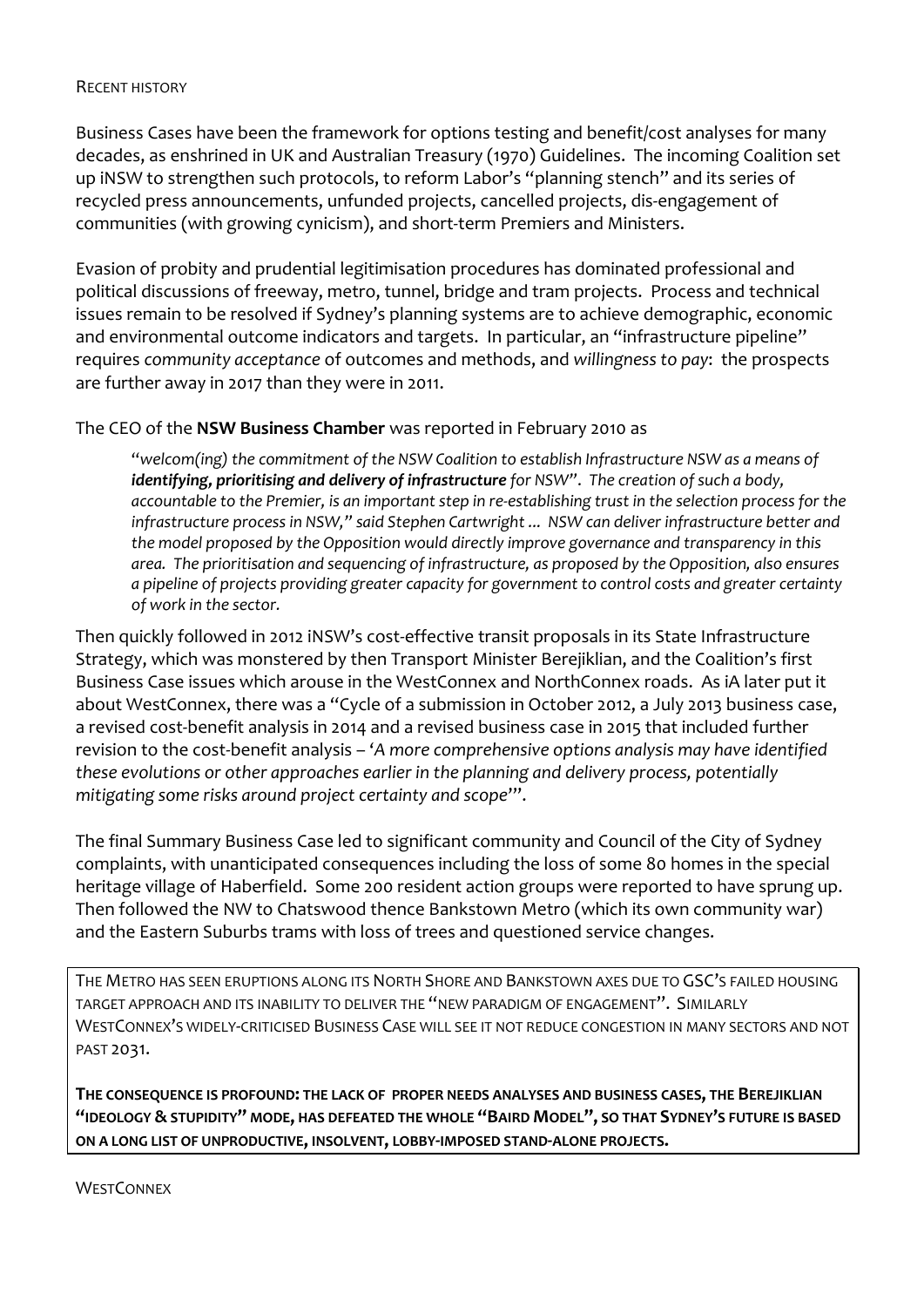## Recent history

Business Cases have been the framework for options testing and benefit/cost analyses for many decades, as enshrined in UK and Australian Treasury (1970) Guidelines. The incoming Coalition set up iNSW to strengthen such protocols, to reform Labor's "planning stench" and its series of recycled press announcements, unfunded projects, cancelled projects, dis-engagement of communities (with growing cynicism), and short-term Premiers and Ministers.

Evasion of probity and prudential legitimisation procedures has dominated professional and political discussions of freeway, metro, tunnel, bridge and tram projects. Process and technical issues remain to be resolved if Sydney's planning systems are to achieve demographic, economic and environmental outcome indicators and targets. In particular, an "infrastructure pipeline" requires *community acceptance* of outcomes and methods, and *willingness to pay*: the prospects are further away in 2017 than they were in 2011.

The CEO of the **NSW Business Chamber** was reported in February 2010 as

> *"welcom(ing) the commitment of the NSW Coalition to establish Infrastructure NSW as a means of **identifying, prioritising and delivery of infrastructure** for NSW". The creation of such a body, accountable to the Premier, is an important step in re-establishing trust in the selection process for the infrastructure process in NSW," said Stephen Cartwright ... NSW can deliver infrastructure better and the model proposed by the Opposition would directly improve governance and transparency in this area. The prioritisation and sequencing of infrastructure, as proposed by the Opposition, also ensures a pipeline of projects providing greater capacity for government to control costs and greater certainty of work in the sector.*

Then quickly followed in 2012 iNSW's cost-effective transit proposals in its State Infrastructure Strategy, which was monstered by then Transport Minister Berejiklian, and the Coalition's first Business Case issues which arouse in the WestConnex and NorthConnex roads. As iA later put it about WestConnex, there was a "Cycle of a submission in October 2012, a July 2013 business case, a revised cost-benefit analysis in 2014 and a revised business case in 2015 that included further revision to the cost-benefit analysis – '*A more comprehensive options analysis may have identified these evolutions or other approaches earlier in the planning and delivery process, potentially mitigating some risks around project certainty and scope*'".

The final Summary Business Case led to significant community and Council of the City of Sydney complaints, with unanticipated consequences including the loss of some 80 homes in the special heritage village of Haberfield. Some 200 resident action groups were reported to have sprung up. Then followed the NW to Chatswood thence Bankstown Metro (which its own community war) and the Eastern Suburbs trams with loss of trees and questioned service changes.

> THE METRO HAS SEEN ERUPTIONS ALONG ITS NORTH SHORE AND BANKSTOWN AXES DUE TO GSC'S FAILED HOUSING TARGET APPROACH AND ITS INABILITY TO DELIVER THE "NEW PARADIGM OF ENGAGEMENT". SIMILARLY WESTCONNEX'S WIDELY-CRITICISED BUSINESS CASE WILL SEE IT NOT REDUCE CONGESTION IN MANY SECTORS AND NOT PAST 2031.
>
> **THE CONSEQUENCE IS PROFOUND: THE LACK OF PROPER NEEDS ANALYSES AND BUSINESS CASES, THE BEREJIKLIAN "IDEOLOGY & STUPIDITY" MODE, HAS DEFEATED THE WHOLE "BAIRD MODEL", SO THAT SYDNEY'S FUTURE IS BASED ON A LONG LIST OF UNPRODUCTIVE, INSOLVENT, LOBBY-IMPOSED STAND-ALONE PROJECTS.**

## WestConnex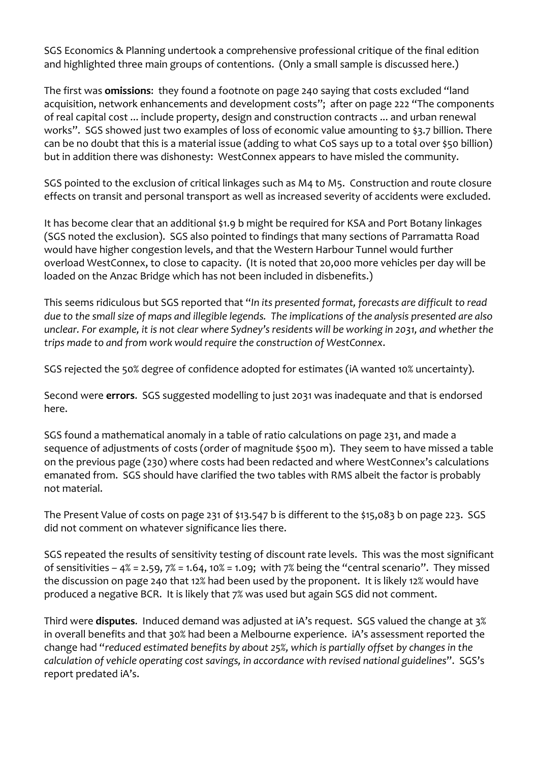SGS Economics & Planning undertook a comprehensive professional critique of the final edition and highlighted three main groups of contentions. (Only a small sample is discussed here.)

The first was **omissions**: they found a footnote on page 240 saying that costs excluded "land acquisition, network enhancements and development costs"; after on page 222 "The components of real capital cost ... include property, design and construction contracts ... and urban renewal works". SGS showed just two examples of loss of economic value amounting to $3.7 billion. There can be no doubt that this is a material issue (adding to what CoS says up to a total over $50 billion) but in addition there was dishonesty: WestConnex appears to have misled the community.

SGS pointed to the exclusion of critical linkages such as M4 to M5. Construction and route closure effects on transit and personal transport as well as increased severity of accidents were excluded.

It has become clear that an additional $1.9 b might be required for KSA and Port Botany linkages (SGS noted the exclusion). SGS also pointed to findings that many sections of Parramatta Road would have higher congestion levels, and that the Western Harbour Tunnel would further overload WestConnex, to close to capacity. (It is noted that 20,000 more vehicles per day will be loaded on the Anzac Bridge which has not been included in disbenefits.)

This seems ridiculous but SGS reported that "*In its presented format, forecasts are difficult to read due to the small size of maps and illegible legends. The implications of the analysis presented are also unclear. For example, it is not clear where Sydney's residents will be working in 2031, and whether the trips made to and from work would require the construction of WestConnex*.

SGS rejected the 50% degree of confidence adopted for estimates (iA wanted 10% uncertainty).

Second were **errors**. SGS suggested modelling to just 2031 was inadequate and that is endorsed here.

SGS found a mathematical anomaly in a table of ratio calculations on page 231, and made a sequence of adjustments of costs (order of magnitude $500 m). They seem to have missed a table on the previous page (230) where costs had been redacted and where WestConnex's calculations emanated from. SGS should have clarified the two tables with RMS albeit the factor is probably not material.

The Present Value of costs on page 231 of $13.547 b is different to the $15,083 b on page 223. SGS did not comment on whatever significance lies there.

SGS repeated the results of sensitivity testing of discount rate levels. This was the most significant of sensitivities – 4% = 2.59, 7% = 1.64, 10% = 1.09; with 7% being the "central scenario". They missed the discussion on page 240 that 12% had been used by the proponent. It is likely 12% would have produced a negative BCR. It is likely that 7% was used but again SGS did not comment.

Third were **disputes**. Induced demand was adjusted at iA's request. SGS valued the change at 3% in overall benefits and that 30% had been a Melbourne experience. iA's assessment reported the change had "*reduced estimated benefits by about 25%, which is partially offset by changes in the calculation of vehicle operating cost savings, in accordance with revised national guidelines*". SGS's report predated iA's.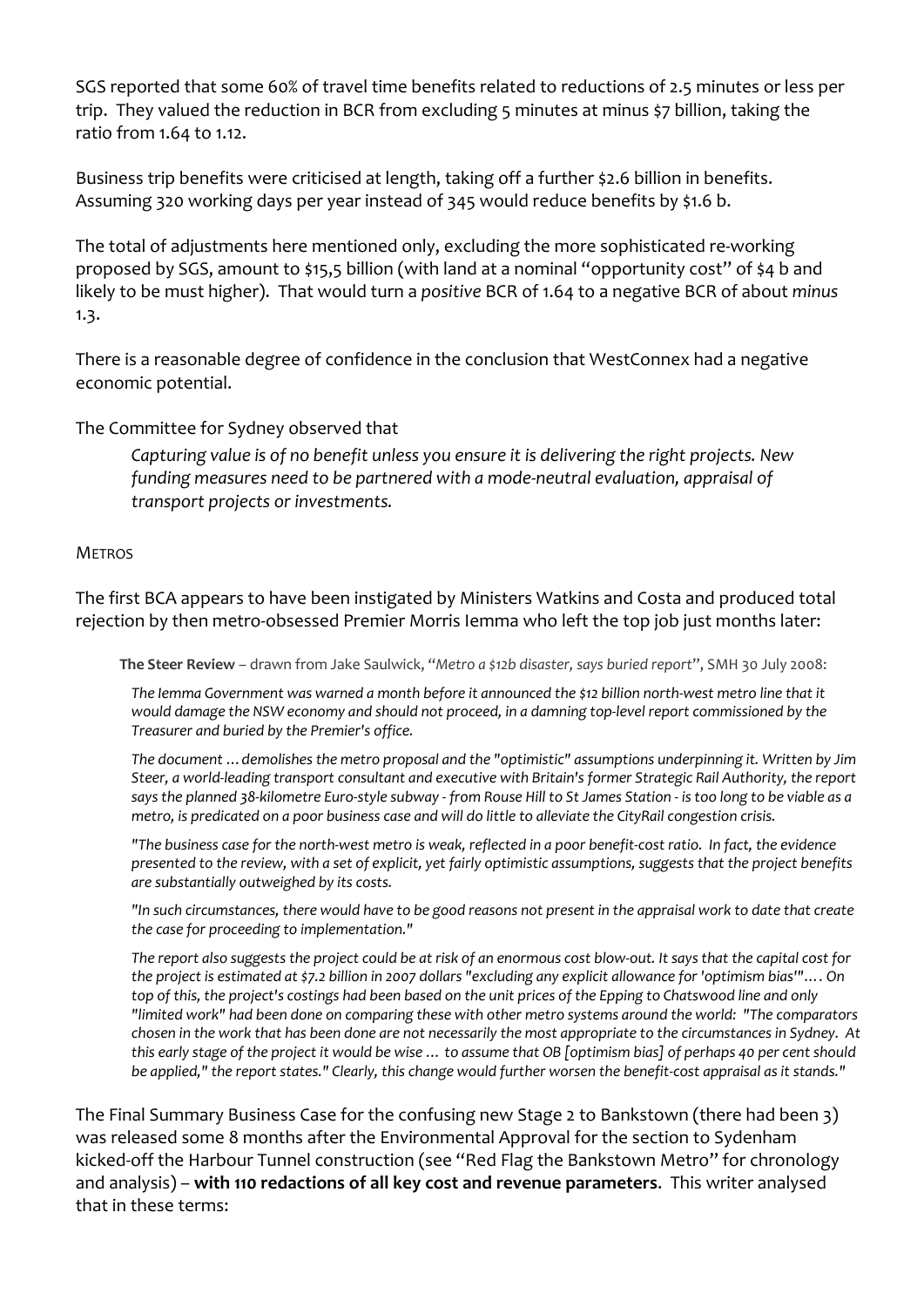SGS reported that some 60% of travel time benefits related to reductions of 2.5 minutes or less per trip. They valued the reduction in BCR from excluding 5 minutes at minus $7 billion, taking the ratio from 1.64 to 1.12.

Business trip benefits were criticised at length, taking off a further $2.6 billion in benefits. Assuming 320 working days per year instead of 345 would reduce benefits by $1.6 b.

The total of adjustments here mentioned only, excluding the more sophisticated re-working proposed by SGS, amount to $15,5 billion (with land at a nominal "opportunity cost" of $4 b and likely to be must higher). That would turn a *positive* BCR of 1.64 to a negative BCR of about *minus* 1.3.

There is a reasonable degree of confidence in the conclusion that WestConnex had a negative economic potential.

The Committee for Sydney observed that

> *Capturing value is of no benefit unless you ensure it is delivering the right projects. New funding measures need to be partnered with a mode-neutral evaluation, appraisal of transport projects or investments.*

METROS

The first BCA appears to have been instigated by Ministers Watkins and Costa and produced total rejection by then metro-obsessed Premier Morris Iemma who left the top job just months later:

> **The Steer Review** – drawn from Jake Saulwick, "*Metro a $12b disaster, says buried report*", SMH 30 July 2008:
>
> *The Iemma Government was warned a month before it announced the $12 billion north-west metro line that it would damage the NSW economy and should not proceed, in a damning top-level report commissioned by the Treasurer and buried by the Premier's office.*
>
> *The document … demolishes the metro proposal and the "optimistic" assumptions underpinning it. Written by Jim Steer, a world-leading transport consultant and executive with Britain's former Strategic Rail Authority, the report says the planned 38-kilometre Euro-style subway - from Rouse Hill to St James Station - is too long to be viable as a metro, is predicated on a poor business case and will do little to alleviate the CityRail congestion crisis.*
>
> *"The business case for the north-west metro is weak, reflected in a poor benefit-cost ratio. In fact, the evidence presented to the review, with a set of explicit, yet fairly optimistic assumptions, suggests that the project benefits are substantially outweighed by its costs.*
>
> *"In such circumstances, there would have to be good reasons not present in the appraisal work to date that create the case for proceeding to implementation."*
>
> *The report also suggests the project could be at risk of an enormous cost blow-out. It says that the capital cost for the project is estimated at $7.2 billion in 2007 dollars "excluding any explicit allowance for 'optimism bias'"…. On top of this, the project's costings had been based on the unit prices of the Epping to Chatswood line and only "limited work" had been done on comparing these with other metro systems around the world: "The comparators chosen in the work that has been done are not necessarily the most appropriate to the circumstances in Sydney. At this early stage of the project it would be wise … to assume that OB [optimism bias] of perhaps 40 per cent should be applied," the report states." Clearly, this change would further worsen the benefit-cost appraisal as it stands."*

The Final Summary Business Case for the confusing new Stage 2 to Bankstown (there had been 3) was released some 8 months after the Environmental Approval for the section to Sydenham kicked-off the Harbour Tunnel construction (see "Red Flag the Bankstown Metro" for chronology and analysis) – **with 110 redactions of all key cost and revenue parameters**. This writer analysed that in these terms: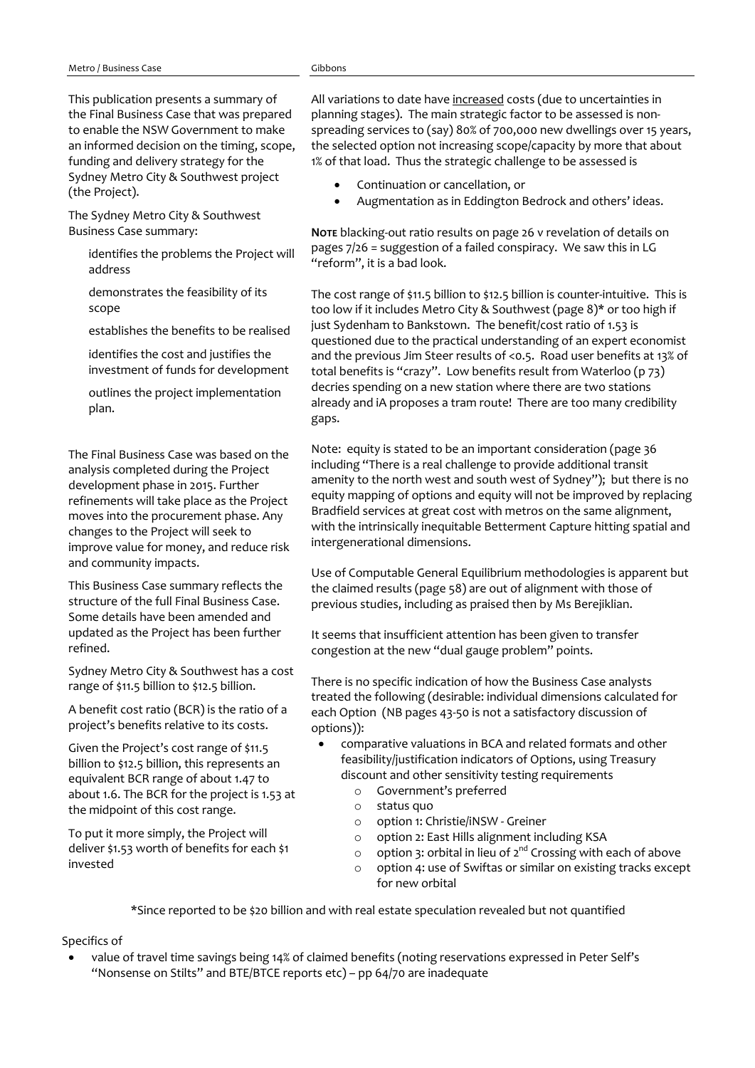This publication presents a summary of the Final Business Case that was prepared to enable the NSW Government to make an informed decision on the timing, scope, funding and delivery strategy for the Sydney Metro City & Southwest project (the Project).

The Sydney Metro City & Southwest Business Case summary:

- identifies the problems the Project will address
- demonstrates the feasibility of its scope
- establishes the benefits to be realised
- identifies the cost and justifies the investment of funds for development
- outlines the project implementation plan.

The Final Business Case was based on the analysis completed during the Project development phase in 2015. Further refinements will take place as the Project moves into the procurement phase. Any changes to the Project will seek to improve value for money, and reduce risk and community impacts.

This Business Case summary reflects the structure of the full Final Business Case. Some details have been amended and updated as the Project has been further refined.

Sydney Metro City & Southwest has a cost range of $11.5 billion to $12.5 billion.

A benefit cost ratio (BCR) is the ratio of a project's benefits relative to its costs.

Given the Project's cost range of $11.5 billion to $12.5 billion, this represents an equivalent BCR range of about 1.47 to about 1.6. The BCR for the project is 1.53 at the midpoint of this cost range.

To put it more simply, the Project will deliver $1.53 worth of benefits for each $1 invested

All variations to date have <u>increased</u> costs (due to uncertainties in planning stages). The main strategic factor to be assessed is non-spreading services to (say) 80% of 700,000 new dwellings over 15 years, the selected option not increasing scope/capacity by more that about 1% of that load. Thus the strategic challenge to be assessed is

- Continuation or cancellation, or
- Augmentation as in Eddington Bedrock and others' ideas.

**Note** blacking-out ratio results on page 26 v revelation of details on pages 7/26 = suggestion of a failed conspiracy. We saw this in LG "reform", it is a bad look.

The cost range of $11.5 billion to $12.5 billion is counter-intuitive. This is too low if it includes Metro City & Southwest (page 8)* or too high if just Sydenham to Bankstown. The benefit/cost ratio of 1.53 is questioned due to the practical understanding of an expert economist and the previous Jim Steer results of <0.5. Road user benefits at 13% of total benefits is "crazy". Low benefits result from Waterloo (p 73) decries spending on a new station where there are two stations already and iA proposes a tram route! There are too many credibility gaps.

Note: equity is stated to be an important consideration (page 36 including "There is a real challenge to provide additional transit amenity to the north west and south west of Sydney"); but there is no equity mapping of options and equity will not be improved by replacing Bradfield services at great cost with metros on the same alignment, with the intrinsically inequitable Betterment Capture hitting spatial and intergenerational dimensions.

Use of Computable General Equilibrium methodologies is apparent but the claimed results (page 58) are out of alignment with those of previous studies, including as praised then by Ms Berejiklian.

It seems that insufficient attention has been given to transfer congestion at the new "dual gauge problem" points.

There is no specific indication of how the Business Case analysts treated the following (desirable: individual dimensions calculated for each Option (NB pages 43-50 is not a satisfactory discussion of options)):

- comparative valuations in BCA and related formats and other feasibility/justification indicators of Options, using Treasury discount and other sensitivity testing requirements
  - Government's preferred
  - status quo
  - option 1: Christie/iNSW - Greiner
  - option 2: East Hills alignment including KSA
  - option 3: orbital in lieu of 2nd Crossing with each of above
  - option 4: use of Swiftas or similar on existing tracks except for new orbital

*Since reported to be $20 billion and with real estate speculation revealed but not quantified

Specifics of

- value of travel time savings being 14% of claimed benefits (noting reservations expressed in Peter Self's "Nonsense on Stilts" and BTE/BTCE reports etc) – pp 64/70 are inadequate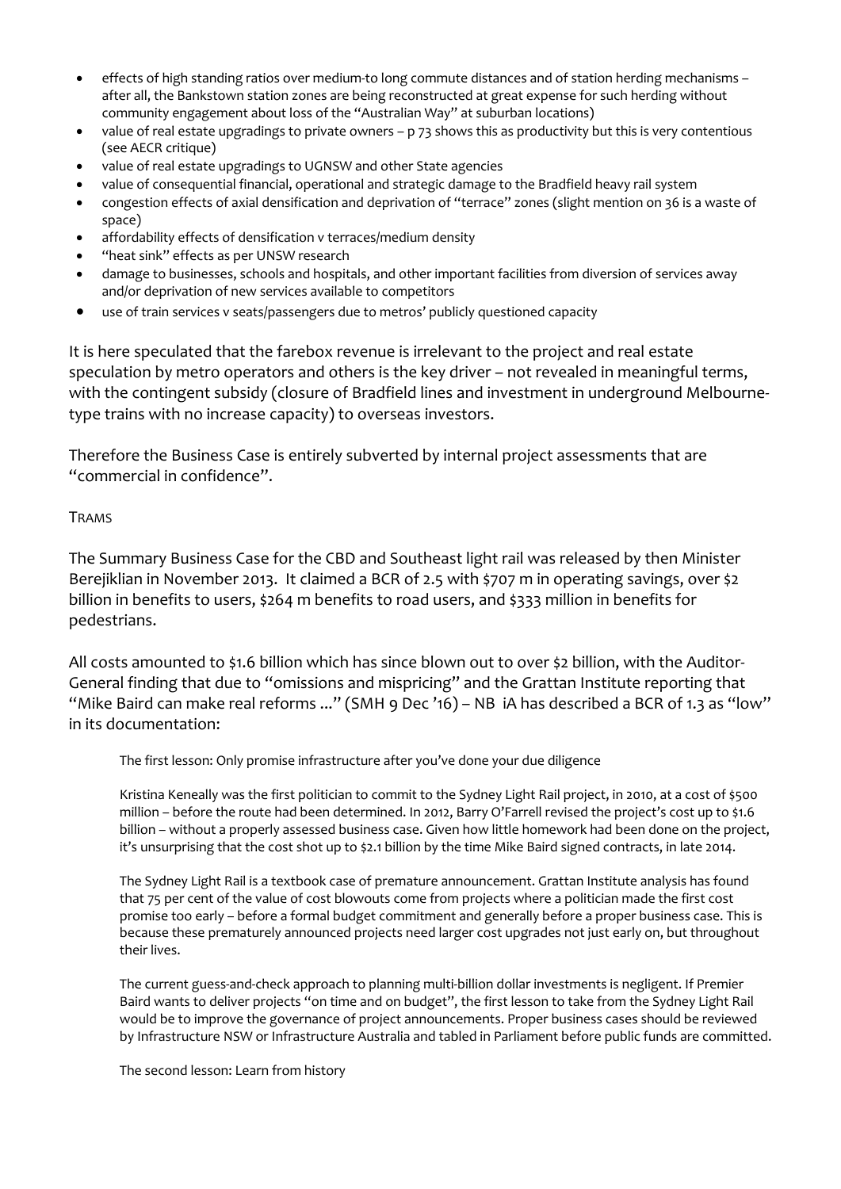- effects of high standing ratios over medium-to long commute distances and of station herding mechanisms – after all, the Bankstown station zones are being reconstructed at great expense for such herding without community engagement about loss of the "Australian Way" at suburban locations)
- value of real estate upgradings to private owners – p 73 shows this as productivity but this is very contentious (see AECR critique)
- value of real estate upgradings to UGNSW and other State agencies
- value of consequential financial, operational and strategic damage to the Bradfield heavy rail system
- congestion effects of axial densification and deprivation of "terrace" zones (slight mention on 36 is a waste of space)
- affordability effects of densification v terraces/medium density
- "heat sink" effects as per UNSW research
- damage to businesses, schools and hospitals, and other important facilities from diversion of services away and/or deprivation of new services available to competitors
- use of train services v seats/passengers due to metros' publicly questioned capacity

It is here speculated that the farebox revenue is irrelevant to the project and real estate speculation by metro operators and others is the key driver – not revealed in meaningful terms, with the contingent subsidy (closure of Bradfield lines and investment in underground Melbourne-type trains with no increase capacity) to overseas investors.

Therefore the Business Case is entirely subverted by internal project assessments that are "commercial in confidence".

TRAMS

The Summary Business Case for the CBD and Southeast light rail was released by then Minister Berejiklian in November 2013. It claimed a BCR of 2.5 with $707 m in operating savings, over $2 billion in benefits to users, $264 m benefits to road users, and $333 million in benefits for pedestrians.

All costs amounted to $1.6 billion which has since blown out to over $2 billion, with the Auditor-General finding that due to "omissions and mispricing" and the Grattan Institute reporting that "Mike Baird can make real reforms ..." (SMH 9 Dec '16) – NB iA has described a BCR of 1.3 as "low" in its documentation:

> The first lesson: Only promise infrastructure after you've done your due diligence
>
> Kristina Keneally was the first politician to commit to the Sydney Light Rail project, in 2010, at a cost of $500 million – before the route had been determined. In 2012, Barry O'Farrell revised the project's cost up to $1.6 billion – without a properly assessed business case. Given how little homework had been done on the project, it's unsurprising that the cost shot up to $2.1 billion by the time Mike Baird signed contracts, in late 2014.
>
> The Sydney Light Rail is a textbook case of premature announcement. Grattan Institute analysis has found that 75 per cent of the value of cost blowouts come from projects where a politician made the first cost promise too early – before a formal budget commitment and generally before a proper business case. This is because these prematurely announced projects need larger cost upgrades not just early on, but throughout their lives.
>
> The current guess-and-check approach to planning multi-billion dollar investments is negligent. If Premier Baird wants to deliver projects "on time and on budget", the first lesson to take from the Sydney Light Rail would be to improve the governance of project announcements. Proper business cases should be reviewed by Infrastructure NSW or Infrastructure Australia and tabled in Parliament before public funds are committed.
>
> The second lesson: Learn from history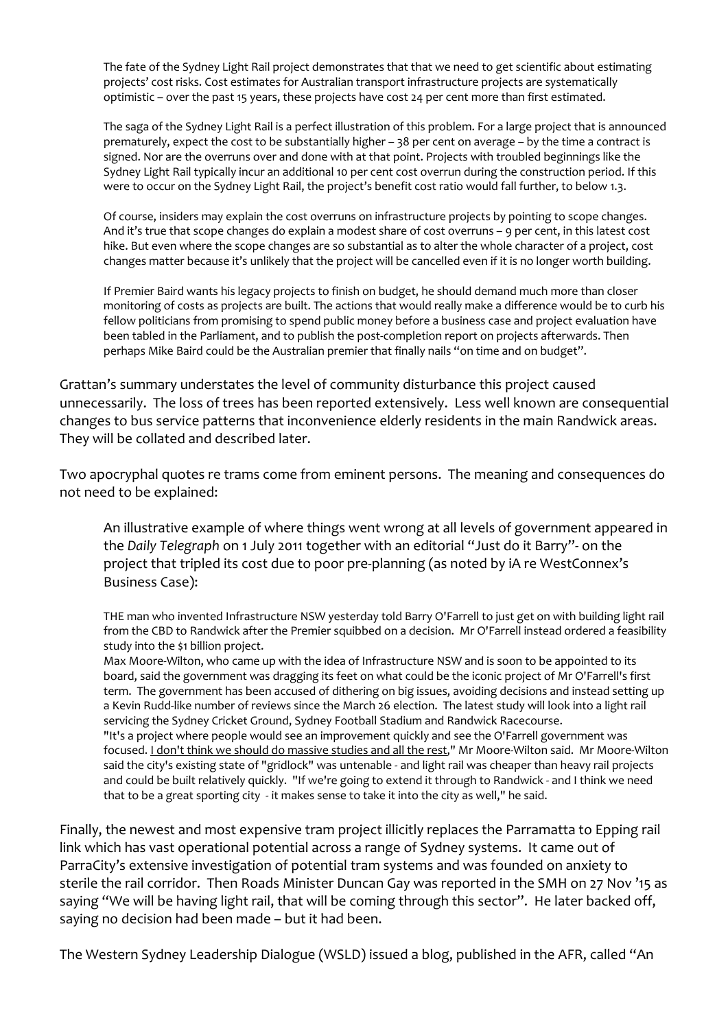> The fate of the Sydney Light Rail project demonstrates that that we need to get scientific about estimating projects' cost risks. Cost estimates for Australian transport infrastructure projects are systematically optimistic – over the past 15 years, these projects have cost 24 per cent more than first estimated.
>
> The saga of the Sydney Light Rail is a perfect illustration of this problem. For a large project that is announced prematurely, expect the cost to be substantially higher – 38 per cent on average – by the time a contract is signed. Nor are the overruns over and done with at that point. Projects with troubled beginnings like the Sydney Light Rail typically incur an additional 10 per cent cost overrun during the construction period. If this were to occur on the Sydney Light Rail, the project's benefit cost ratio would fall further, to below 1.3.
>
> Of course, insiders may explain the cost overruns on infrastructure projects by pointing to scope changes. And it's true that scope changes do explain a modest share of cost overruns – 9 per cent, in this latest cost hike. But even where the scope changes are so substantial as to alter the whole character of a project, cost changes matter because it's unlikely that the project will be cancelled even if it is no longer worth building.
>
> If Premier Baird wants his legacy projects to finish on budget, he should demand much more than closer monitoring of costs as projects are built. The actions that would really make a difference would be to curb his fellow politicians from promising to spend public money before a business case and project evaluation have been tabled in the Parliament, and to publish the post-completion report on projects afterwards. Then perhaps Mike Baird could be the Australian premier that finally nails "on time and on budget".

Grattan's summary understates the level of community disturbance this project caused unnecessarily. The loss of trees has been reported extensively. Less well known are consequential changes to bus service patterns that inconvenience elderly residents in the main Randwick areas. They will be collated and described later.

Two apocryphal quotes re trams come from eminent persons. The meaning and consequences do not need to be explained:

> An illustrative example of where things went wrong at all levels of government appeared in the *Daily Telegraph* on 1 July 2011 together with an editorial "Just do it Barry"- on the project that tripled its cost due to poor pre-planning (as noted by iA re WestConnex's Business Case):
>
> THE man who invented Infrastructure NSW yesterday told Barry O'Farrell to just get on with building light rail from the CBD to Randwick after the Premier squibbed on a decision. Mr O'Farrell instead ordered a feasibility study into the $1 billion project.
> Max Moore-Wilton, who came up with the idea of Infrastructure NSW and is soon to be appointed to its board, said the government was dragging its feet on what could be the iconic project of Mr O'Farrell's first term. The government has been accused of dithering on big issues, avoiding decisions and instead setting up a Kevin Rudd-like number of reviews since the March 26 election. The latest study will look into a light rail servicing the Sydney Cricket Ground, Sydney Football Stadium and Randwick Racecourse.
> "It's a project where people would see an improvement quickly and see the O'Farrell government was focused. <u>I don't think we should do massive studies and all the rest</u>," Mr Moore-Wilton said. Mr Moore-Wilton said the city's existing state of "gridlock" was untenable - and light rail was cheaper than heavy rail projects and could be built relatively quickly. "If we're going to extend it through to Randwick - and I think we need that to be a great sporting city - it makes sense to take it into the city as well," he said.

Finally, the newest and most expensive tram project illicitly replaces the Parramatta to Epping rail link which has vast operational potential across a range of Sydney systems. It came out of ParraCity's extensive investigation of potential tram systems and was founded on anxiety to sterile the rail corridor. Then Roads Minister Duncan Gay was reported in the SMH on 27 Nov '15 as saying "We will be having light rail, that will be coming through this sector". He later backed off, saying no decision had been made – but it had been.

The Western Sydney Leadership Dialogue (WSLD) issued a blog, published in the AFR, called "An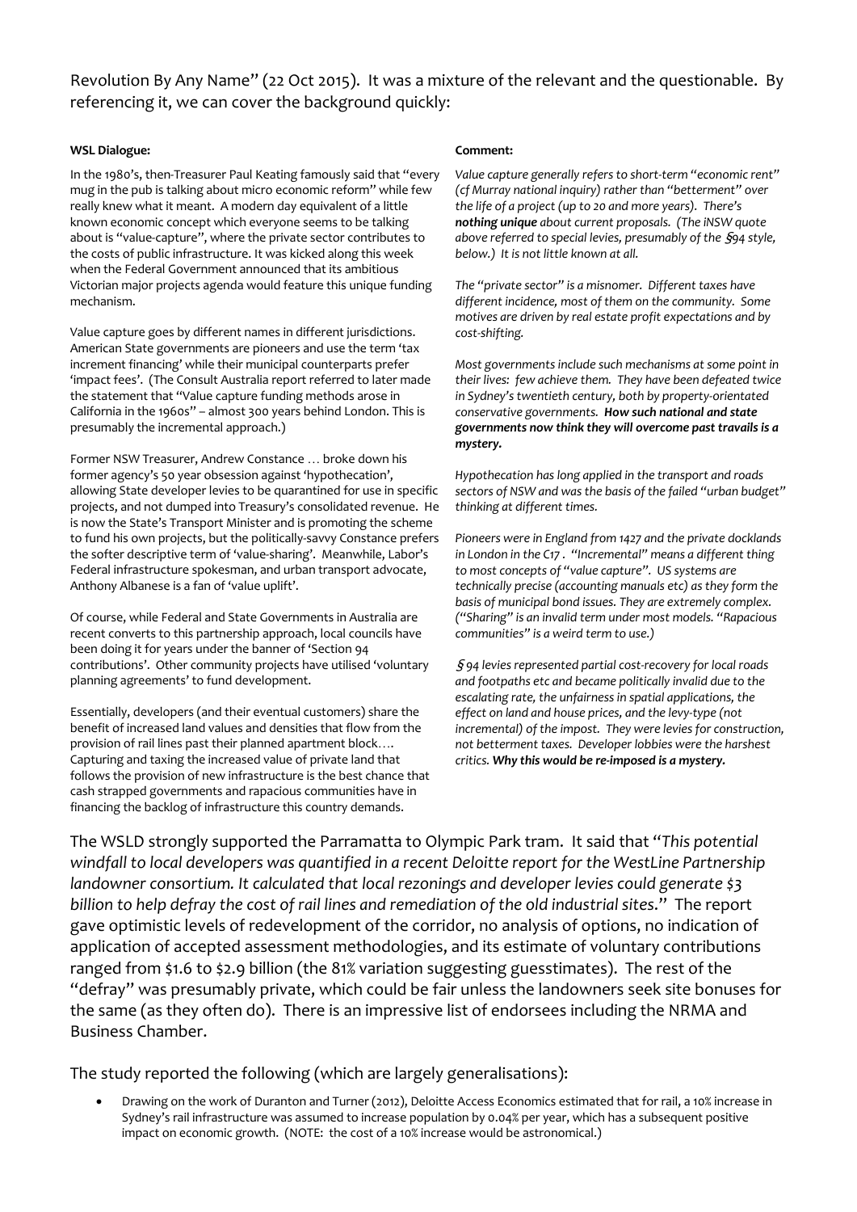Revolution By Any Name" (22 Oct 2015). It was a mixture of the relevant and the questionable. By referencing it, we can cover the background quickly:

| **WSL Dialogue:** | **Comment:** |
|---|---|
| In the 1980's, then-Treasurer Paul Keating famously said that "every mug in the pub is talking about micro economic reform" while few really knew what it meant. A modern day equivalent of a little known economic concept which everyone seems to be talking about is "value-capture", where the private sector contributes to the costs of public infrastructure. It was kicked along this week when the Federal Government announced that its ambitious Victorian major projects agenda would feature this unique funding mechanism. | *Value capture generally refers to short-term "economic rent" (cf Murray national inquiry) rather than "betterment" over the life of a project (up to 20 and more years). There's **nothing unique** about current proposals. (The iNSW quote above referred to special levies, presumably of the §94 style, below.) It is not little known at all.* <br><br> *The "private sector" is a misnomer. Different taxes have different incidence, most of them on the community. Some motives are driven by real estate profit expectations and by cost-shifting.* |
| Value capture goes by different names in different jurisdictions. American State governments are pioneers and use the term 'tax increment financing' while their municipal counterparts prefer 'impact fees'. (The Consult Australia report referred to later made the statement that "Value capture funding methods arose in California in the 1960s" – almost 300 years behind London. This is presumably the incremental approach.) | *Most governments include such mechanisms at some point in their lives: few achieve them. They have been defeated twice in Sydney's twentieth century, both by property-orientated conservative governments. **How such national and state governments now think they will overcome past travails is a mystery.*** |
| Former NSW Treasurer, Andrew Constance … broke down his former agency's 50 year obsession against 'hypothecation', allowing State developer levies to be quarantined for use in specific projects, and not dumped into Treasury's consolidated revenue. He is now the State's Transport Minister and is promoting the scheme to fund his own projects, but the politically-savvy Constance prefers the softer descriptive term of 'value-sharing'. Meanwhile, Labor's Federal infrastructure spokesman, and urban transport advocate, Anthony Albanese is a fan of 'value uplift'. | *Hypothecation has long applied in the transport and roads sectors of NSW and was the basis of the failed "urban budget" thinking at different times.* <br><br> *Pioneers were in England from 1427 and the private docklands in London in the C17. "Incremental" means a different thing to most concepts of "value capture". US systems are technically precise (accounting manuals etc) as they form the basis of municipal bond issues. They are extremely complex. ("Sharing" is an invalid term under most models. "Rapacious communities" is a weird term to use.)* |
| Of course, while Federal and State Governments in Australia are recent converts to this partnership approach, local councils have been doing it for years under the banner of 'Section 94 contributions'. Other community projects have utilised 'voluntary planning agreements' to fund development. <br><br> Essentially, developers (and their eventual customers) share the benefit of increased land values and densities that flow from the provision of rail lines past their planned apartment block…. Capturing and taxing the increased value of private land that follows the provision of new infrastructure is the best chance that cash strapped governments and rapacious communities have in financing the backlog of infrastructure this country demands. | *§94 levies represented partial cost-recovery for local roads and footpaths etc and became politically invalid due to the escalating rate, the unfairness in spatial applications, the effect on land and house prices, and the levy-type (not incremental) of the impost. They were levies for construction, not betterment taxes. Developer lobbies were the harshest critics. **Why this would be re-imposed is a mystery.*** |

The WSLD strongly supported the Parramatta to Olympic Park tram. It said that "*This potential windfall to local developers was quantified in a recent Deloitte report for the WestLine Partnership landowner consortium. It calculated that local rezonings and developer levies could generate $3 billion to help defray the cost of rail lines and remediation of the old industrial sites*." The report gave optimistic levels of redevelopment of the corridor, no analysis of options, no indication of application of accepted assessment methodologies, and its estimate of voluntary contributions ranged from $1.6 to $2.9 billion (the 81% variation suggesting guesstimates). The rest of the "defray" was presumably private, which could be fair unless the landowners seek site bonuses for the same (as they often do). There is an impressive list of endorsees including the NRMA and Business Chamber.

The study reported the following (which are largely generalisations):

- Drawing on the work of Duranton and Turner (2012), Deloitte Access Economics estimated that for rail, a 10% increase in Sydney's rail infrastructure was assumed to increase population by 0.04% per year, which has a subsequent positive impact on economic growth. (NOTE: the cost of a 10% increase would be astronomical.)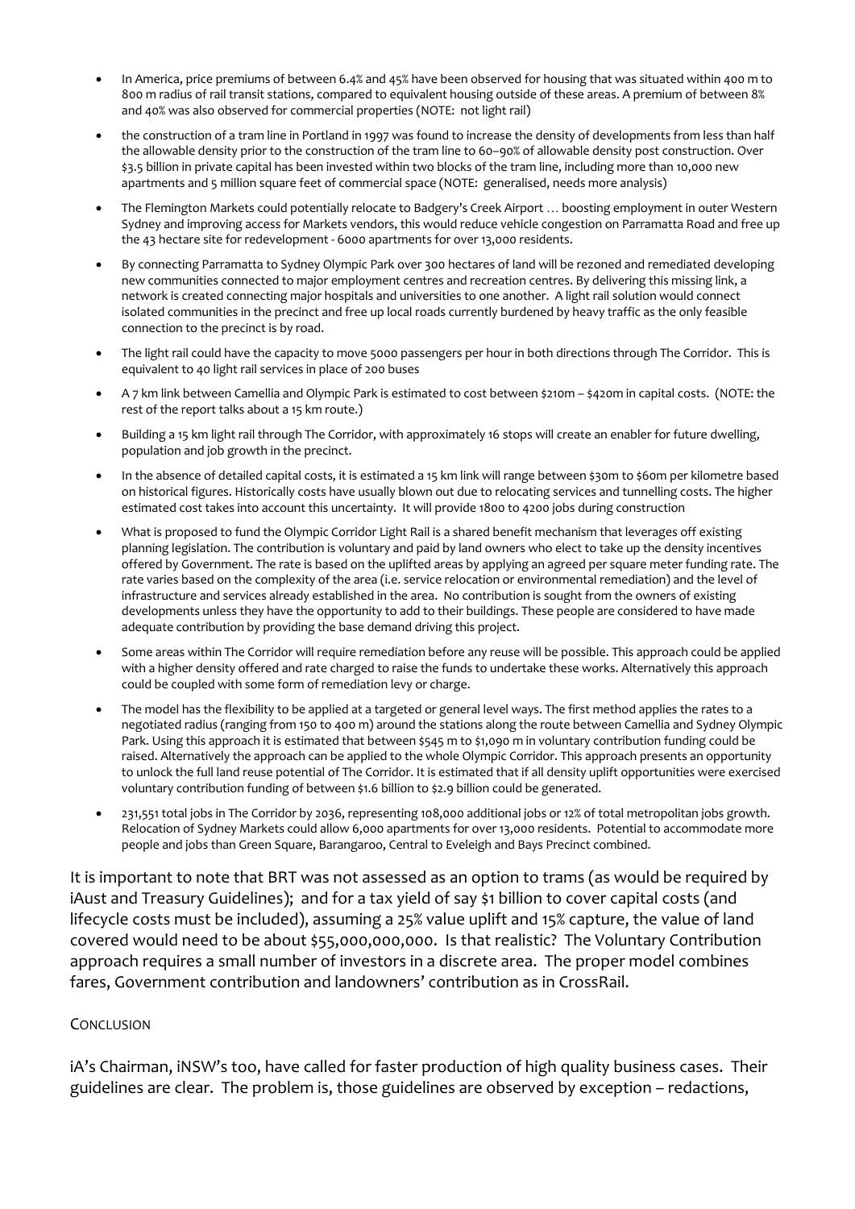- In America, price premiums of between 6.4% and 45% have been observed for housing that was situated within 400 m to 800 m radius of rail transit stations, compared to equivalent housing outside of these areas. A premium of between 8% and 40% was also observed for commercial properties (NOTE: not light rail)
- the construction of a tram line in Portland in 1997 was found to increase the density of developments from less than half the allowable density prior to the construction of the tram line to 60–90% of allowable density post construction. Over $3.5 billion in private capital has been invested within two blocks of the tram line, including more than 10,000 new apartments and 5 million square feet of commercial space (NOTE: generalised, needs more analysis)
- The Flemington Markets could potentially relocate to Badgery's Creek Airport … boosting employment in outer Western Sydney and improving access for Markets vendors, this would reduce vehicle congestion on Parramatta Road and free up the 43 hectare site for redevelopment - 6000 apartments for over 13,000 residents.
- By connecting Parramatta to Sydney Olympic Park over 300 hectares of land will be rezoned and remediated developing new communities connected to major employment centres and recreation centres. By delivering this missing link, a network is created connecting major hospitals and universities to one another. A light rail solution would connect isolated communities in the precinct and free up local roads currently burdened by heavy traffic as the only feasible connection to the precinct is by road.
- The light rail could have the capacity to move 5000 passengers per hour in both directions through The Corridor. This is equivalent to 40 light rail services in place of 200 buses
- A 7 km link between Camellia and Olympic Park is estimated to cost between $210m – $420m in capital costs. (NOTE: the rest of the report talks about a 15 km route.)
- Building a 15 km light rail through The Corridor, with approximately 16 stops will create an enabler for future dwelling, population and job growth in the precinct.
- In the absence of detailed capital costs, it is estimated a 15 km link will range between $30m to $60m per kilometre based on historical figures. Historically costs have usually blown out due to relocating services and tunnelling costs. The higher estimated cost takes into account this uncertainty. It will provide 1800 to 4200 jobs during construction
- What is proposed to fund the Olympic Corridor Light Rail is a shared benefit mechanism that leverages off existing planning legislation. The contribution is voluntary and paid by land owners who elect to take up the density incentives offered by Government. The rate is based on the uplifted areas by applying an agreed per square meter funding rate. The rate varies based on the complexity of the area (i.e. service relocation or environmental remediation) and the level of infrastructure and services already established in the area. No contribution is sought from the owners of existing developments unless they have the opportunity to add to their buildings. These people are considered to have made adequate contribution by providing the base demand driving this project.
- Some areas within The Corridor will require remediation before any reuse will be possible. This approach could be applied with a higher density offered and rate charged to raise the funds to undertake these works. Alternatively this approach could be coupled with some form of remediation levy or charge.
- The model has the flexibility to be applied at a targeted or general level ways. The first method applies the rates to a negotiated radius (ranging from 150 to 400 m) around the stations along the route between Camellia and Sydney Olympic Park. Using this approach it is estimated that between $545 m to $1,090 m in voluntary contribution funding could be raised. Alternatively the approach can be applied to the whole Olympic Corridor. This approach presents an opportunity to unlock the full land reuse potential of The Corridor. It is estimated that if all density uplift opportunities were exercised voluntary contribution funding of between $1.6 billion to $2.9 billion could be generated.
- 231,551 total jobs in The Corridor by 2036, representing 108,000 additional jobs or 12% of total metropolitan jobs growth. Relocation of Sydney Markets could allow 6,000 apartments for over 13,000 residents. Potential to accommodate more people and jobs than Green Square, Barangaroo, Central to Eveleigh and Bays Precinct combined.

It is important to note that BRT was not assessed as an option to trams (as would be required by iAust and Treasury Guidelines); and for a tax yield of say $1 billion to cover capital costs (and lifecycle costs must be included), assuming a 25% value uplift and 15% capture, the value of land covered would need to be about $55,000,000,000. Is that realistic? The Voluntary Contribution approach requires a small number of investors in a discrete area. The proper model combines fares, Government contribution and landowners' contribution as in CrossRail.

## Conclusion

iA's Chairman, iNSW's too, have called for faster production of high quality business cases. Their guidelines are clear. The problem is, those guidelines are observed by exception – redactions,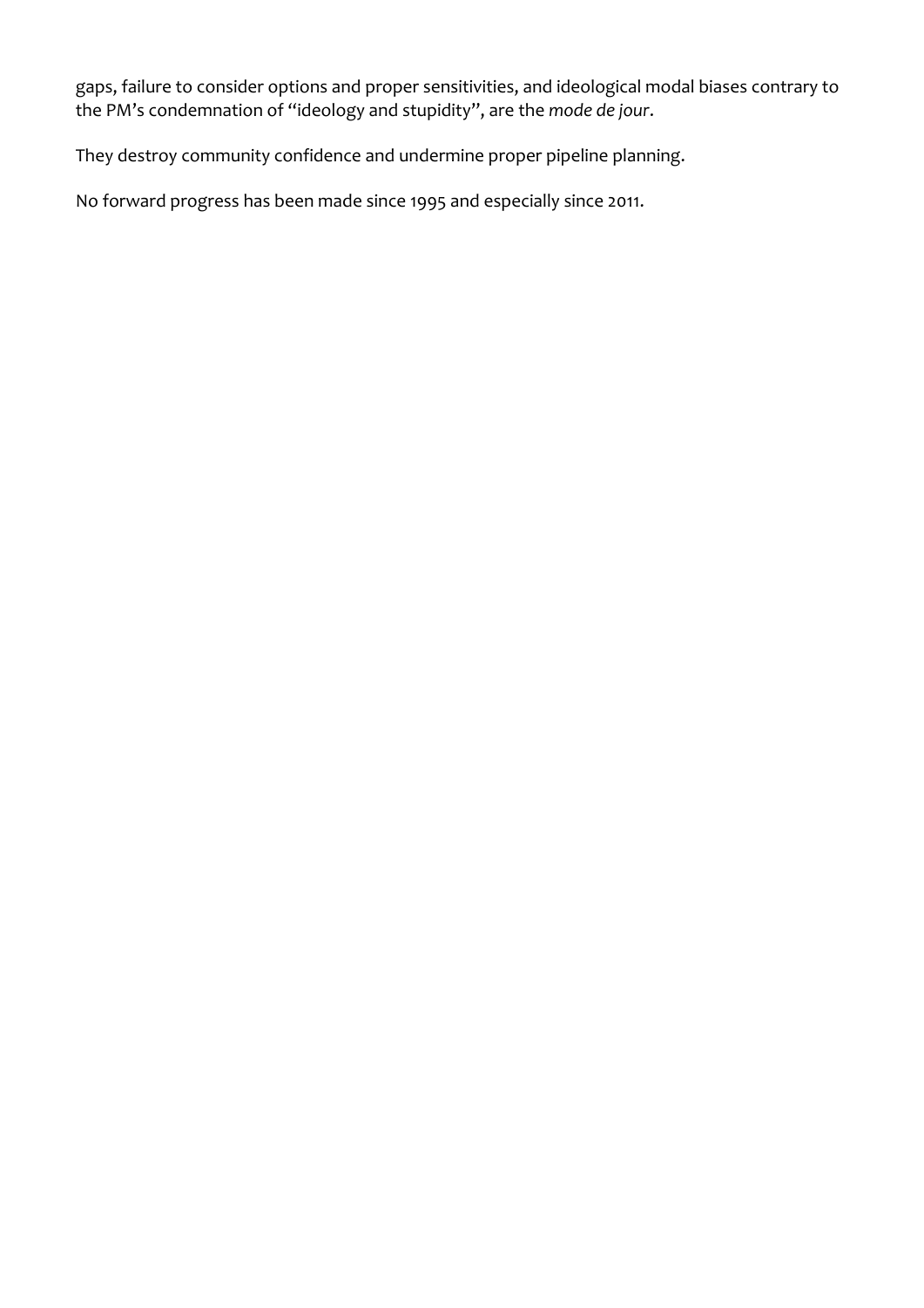gaps, failure to consider options and proper sensitivities, and ideological modal biases contrary to the PM's condemnation of "ideology and stupidity", are the *mode de jour*.

They destroy community confidence and undermine proper pipeline planning.

No forward progress has been made since 1995 and especially since 2011.